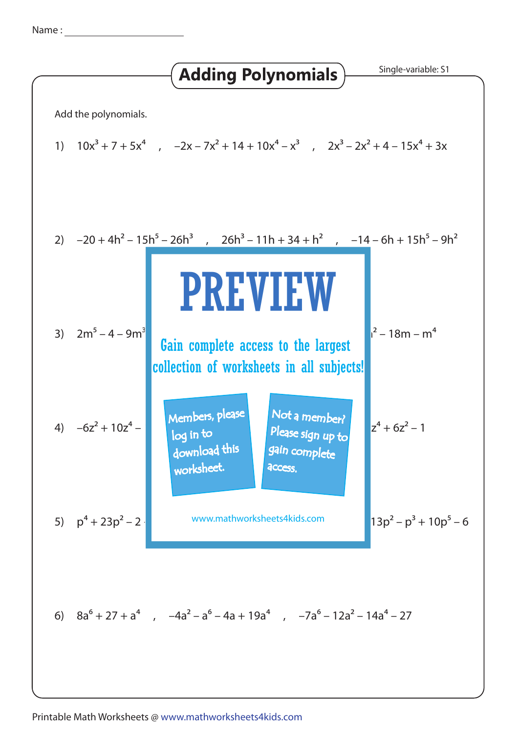Name : ____________________

## Adding Polynomials

Single-variable: S1

Add the polynomials.

1) $10x^3 + 7 + 5x^4$ , $-2x - 7x^2 + 14 + 10x^4 - x^3$ , $2x^3 - 2x^2 + 4 - 15x^4 + 3x$

2) $-20 + 4h^2 - 15h^5 - 26h^3$ , $26h^3 - 11h + 34 + h^2$ , $-14 - 6h + 15h^5 - 9h^2$

PREVIEW

Gain complete access to the largest collection of worksheets in all subjects!

Members, please log in to download this worksheet.

Not a member? Please sign up to gain complete access.

www.mathworksheets4kids.com

3) $2m^5 - 4 - 9m^3$ ... $^2 - 18m - m^4$

4) $-6z^2 + 10z^4 -$ ... $z^4 + 6z^2 - 1$

5) $p^4 + 23p^2 - 2$ ... $13p^2 - p^3 + 10p^5 - 6$

6) $8a^6 + 27 + a^4$ , $-4a^2 - a^6 - 4a + 19a^4$ , $-7a^6 - 12a^2 - 14a^4 - 27$

Printable Math Worksheets @ www.mathworksheets4kids.com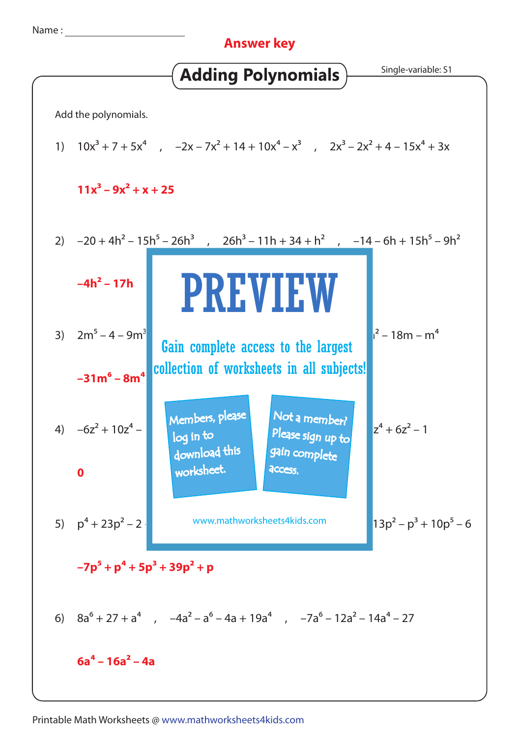Name :

**Answer key**

# Adding Polynomials

Single-variable: S1

Add the polynomials.

1) $10x^3 + 7 + 5x^4$ , $-2x - 7x^2 + 14 + 10x^4 - x^3$ , $2x^3 - 2x^2 + 4 - 15x^4 + 3x$

**$11x^3 - 9x^2 + x + 25$**

2) $-20 + 4h^2 - 15h^5 - 26h^3$ , $26h^3 - 11h + 34 + h^2$ , $-14 - 6h + 15h^5 - 9h^2$

**$-4h^2 - 17h$**

3) $2m^5 - 4 - 9m^3$ ... $^2 - 18m - m^4$

**$-31m^6 - 8m^4$** ...

4) $-6z^2 + 10z^4 -$ ... $z^4 + 6z^2 - 1$

**0**

5) $p^4 + 23p^2 - 2$ ... $13p^2 - p^3 + 10p^5 - 6$

**$-7p^5 + p^4 + 5p^3 + 39p^2 + p$**

6) $8a^6 + 27 + a^4$ , $-4a^2 - a^6 - 4a + 19a^4$ , $-7a^6 - 12a^2 - 14a^4 - 27$

**$6a^4 - 16a^2 - 4a$**

PREVIEW

Gain complete access to the largest collection of worksheets in all subjects!

Members, please log in to download this worksheet.

Not a member? Please sign up to gain complete access.

www.mathworksheets4kids.com

Printable Math Worksheets @ www.mathworksheets4kids.com